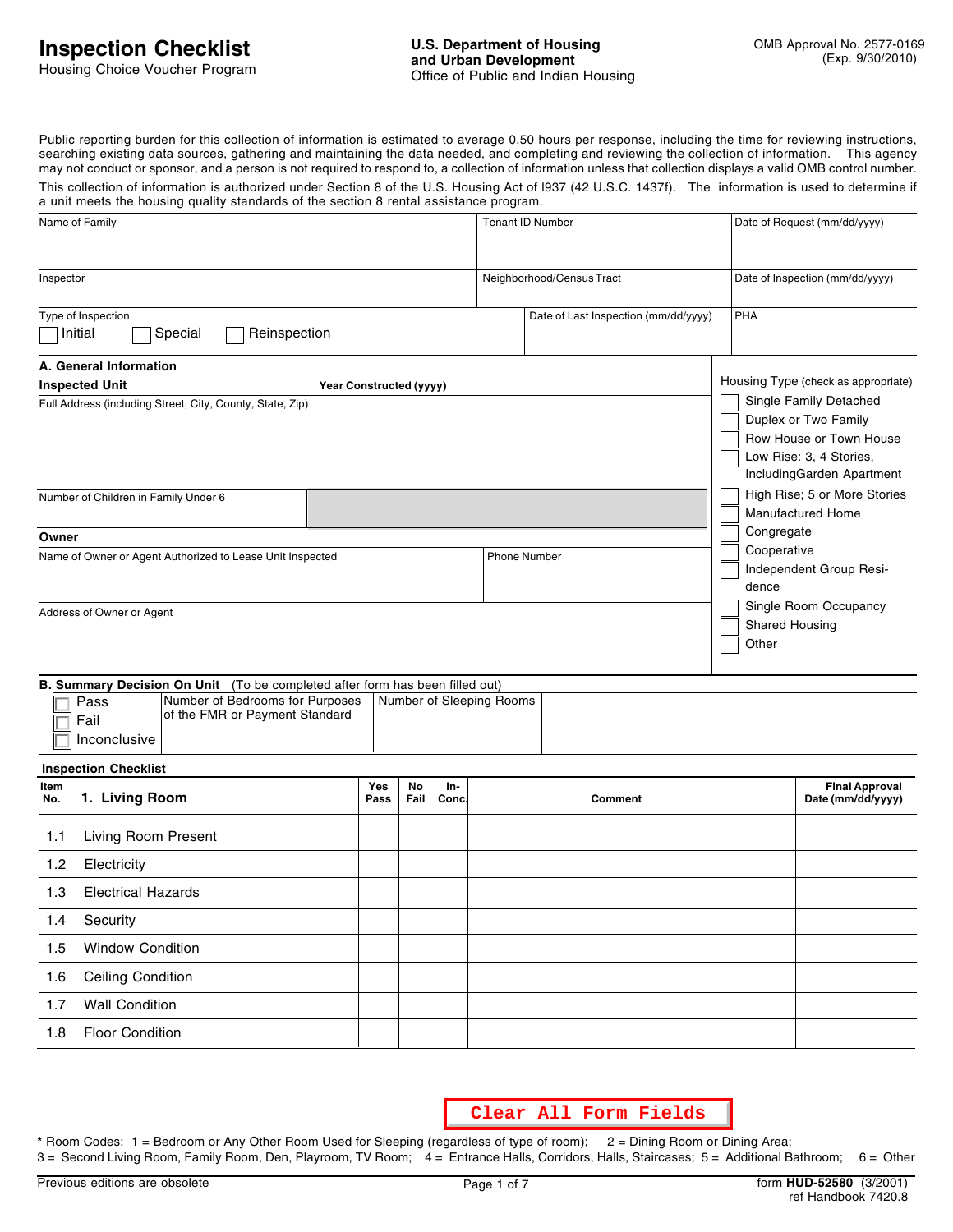# Inspection Checklist

Housing Choice Voucher Program

**U.S. Department of Housing and Urban Development**
Office of Public and Indian Housing

OMB Approval No. 2577-0169
(Exp. 9/30/2010)

Public reporting burden for this collection of information is estimated to average 0.50 hours per response, including the time for reviewing instructions, searching existing data sources, gathering and maintaining the data needed, and completing and reviewing the collection of information. This agency may not conduct or sponsor, and a person is not required to respond to, a collection of information unless that collection displays a valid OMB control number.
This collection of information is authorized under Section 8 of the U.S. Housing Act of l937 (42 U.S.C. 1437f). The information is used to determine if a unit meets the housing quality standards of the section 8 rental assistance program.

| Name of Family | Tenant ID Number | Date of Request (mm/dd/yyyy) |
|---|---|---|
| Inspector | Neighborhood/Census Tract | Date of Inspection (mm/dd/yyyy) |

Type of Inspection
☐ Initial ☐ Special ☐ Reinspection

Date of Last Inspection (mm/dd/yyyy)

PHA

## A. General Information

**Inspected Unit** **Year Constructed (yyyy)**

Full Address (including Street, City, County, State, Zip)

Number of Children in Family Under 6

**Owner**

Name of Owner or Agent Authorized to Lease Unit Inspected

Phone Number

Address of Owner or Agent

Housing Type (check as appropriate)
- ☐ Single Family Detached
- ☐ Duplex or Two Family
- ☐ Row House or Town House
- ☐ Low Rise: 3, 4 Stories, IncludingGarden Apartment
- ☐ High Rise; 5 or More Stories
- ☐ Manufactured Home
- ☐ Congregate
- ☐ Cooperative
- ☐ Independent Group Residence
- ☐ Single Room Occupancy
- ☐ Shared Housing
- ☐ Other

## B. Summary Decision On Unit (To be completed after form has been filled out)

☐ Pass
☐ Fail
☐ Inconclusive

Number of Bedrooms for Purposes of the FMR or Payment Standard

Number of Sleeping Rooms

### Inspection Checklist

| Item No. | 1. Living Room | Yes Pass | No Fail | In-Conc. | Comment | Final Approval Date (mm/dd/yyyy) |
|---|---|---|---|---|---|---|
| 1.1 | Living Room Present | | | | | |
| 1.2 | Electricity | | | | | |
| 1.3 | Electrical Hazards | | | | | |
| 1.4 | Security | | | | | |
| 1.5 | Window Condition | | | | | |
| 1.6 | Ceiling Condition | | | | | |
| 1.7 | Wall Condition | | | | | |
| 1.8 | Floor Condition | | | | | |

Clear All Form Fields

\* Room Codes: 1 = Bedroom or Any Other Room Used for Sleeping (regardless of type of room); 2 = Dining Room or Dining Area; 3 = Second Living Room, Family Room, Den, Playroom, TV Room; 4 = Entrance Halls, Corridors, Halls, Staircases; 5 = Additional Bathroom; 6 = Other

Previous editions are obsolete

form **HUD-52580** (3/2001)
ref Handbook 7420.8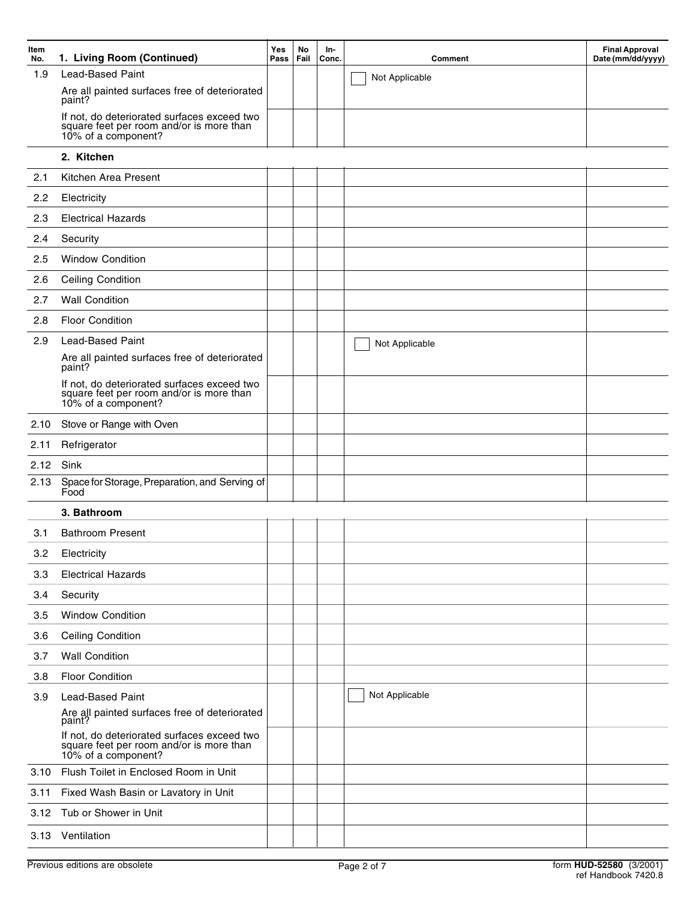| Item No. | 1. Living Room (Continued) | Yes Pass | No Fail | In-Conc. | Comment | Final Approval Date (mm/dd/yyyy) |
|---|---|---|---|---|---|---|
| 1.9 | Lead-Based Paint<br>Are all painted surfaces free of deteriorated paint? | | | | ☐ Not Applicable | |
| | If not, do deteriorated surfaces exceed two square feet per room and/or is more than 10% of a component? | | | | | |
| | **2. Kitchen** | | | | | |
| 2.1 | Kitchen Area Present | | | | | |
| 2.2 | Electricity | | | | | |
| 2.3 | Electrical Hazards | | | | | |
| 2.4 | Security | | | | | |
| 2.5 | Window Condition | | | | | |
| 2.6 | Ceiling Condition | | | | | |
| 2.7 | Wall Condition | | | | | |
| 2.8 | Floor Condition | | | | | |
| 2.9 | Lead-Based Paint<br>Are all painted surfaces free of deteriorated paint? | | | | ☐ Not Applicable | |
| | If not, do deteriorated surfaces exceed two square feet per room and/or is more than 10% of a component? | | | | | |
| 2.10 | Stove or Range with Oven | | | | | |
| 2.11 | Refrigerator | | | | | |
| 2.12 | Sink | | | | | |
| 2.13 | Space for Storage, Preparation, and Serving of Food | | | | | |
| | **3. Bathroom** | | | | | |
| 3.1 | Bathroom Present | | | | | |
| 3.2 | Electricity | | | | | |
| 3.3 | Electrical Hazards | | | | | |
| 3.4 | Security | | | | | |
| 3.5 | Window Condition | | | | | |
| 3.6 | Ceiling Condition | | | | | |
| 3.7 | Wall Condition | | | | | |
| 3.8 | Floor Condition | | | | | |
| 3.9 | Lead-Based Paint<br>Are all painted surfaces free of deteriorated paint? | | | | ☐ Not Applicable | |
| | If not, do deteriorated surfaces exceed two square feet per room and/or is more than 10% of a component? | | | | | |
| 3.10 | Flush Toilet in Enclosed Room in Unit | | | | | |
| 3.11 | Fixed Wash Basin or Lavatory in Unit | | | | | |
| 3.12 | Tub or Shower in Unit | | | | | |
| 3.13 | Ventilation | | | | | |

Previous editions are obsolete

form **HUD-52580** (3/2001)
ref Handbook 7420.8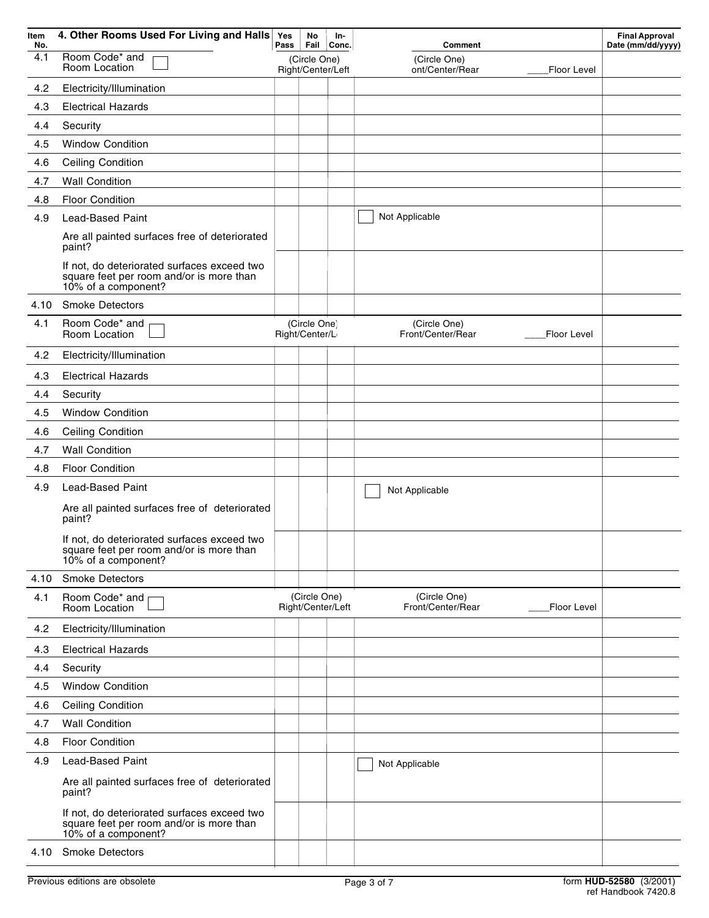| Item No. | 4. Other Rooms Used For Living and Halls | Yes Pass | No Fail | In-Conc. | Comment | Final Approval Date (mm/dd/yyyy) |
|---|---|---|---|---|---|---|
| 4.1 | Room Code* and Room Location ☐ | (Circle One) Right/Center/Left | | | (Circle One) ont/Center/Rear ____Floor Level | |
| 4.2 | Electricity/Illumination | | | | | |
| 4.3 | Electrical Hazards | | | | | |
| 4.4 | Security | | | | | |
| 4.5 | Window Condition | | | | | |
| 4.6 | Ceiling Condition | | | | | |
| 4.7 | Wall Condition | | | | | |
| 4.8 | Floor Condition | | | | | |
| 4.9 | Lead-Based Paint | | | | ☐ Not Applicable | |
| | Are all painted surfaces free of deteriorated paint? | | | | | |
| | If not, do deteriorated surfaces exceed two square feet per room and/or is more than 10% of a component? | | | | | |
| 4.10 | Smoke Detectors | | | | | |
| 4.1 | Room Code* and Room Location ☐ | (Circle One) Right/Center/L | | | (Circle One) Front/Center/Rear ____Floor Level | |
| 4.2 | Electricity/Illumination | | | | | |
| 4.3 | Electrical Hazards | | | | | |
| 4.4 | Security | | | | | |
| 4.5 | Window Condition | | | | | |
| 4.6 | Ceiling Condition | | | | | |
| 4.7 | Wall Condition | | | | | |
| 4.8 | Floor Condition | | | | | |
| 4.9 | Lead-Based Paint | | | | ☐ Not Applicable | |
| | Are all painted surfaces free of deteriorated paint? | | | | | |
| | If not, do deteriorated surfaces exceed two square feet per room and/or is more than 10% of a component? | | | | | |
| 4.10 | Smoke Detectors | | | | | |
| 4.1 | Room Code* and Room Location ☐ | (Circle One) Right/Center/Left | | | (Circle One) Front/Center/Rear ____Floor Level | |
| 4.2 | Electricity/Illumination | | | | | |
| 4.3 | Electrical Hazards | | | | | |
| 4.4 | Security | | | | | |
| 4.5 | Window Condition | | | | | |
| 4.6 | Ceiling Condition | | | | | |
| 4.7 | Wall Condition | | | | | |
| 4.8 | Floor Condition | | | | | |
| 4.9 | Lead-Based Paint | | | | ☐ Not Applicable | |
| | Are all painted surfaces free of deteriorated paint? | | | | | |
| | If not, do deteriorated surfaces exceed two square feet per room and/or is more than 10% of a component? | | | | | |
| 4.10 | Smoke Detectors | | | | | |

Previous editions are obsolete

form **HUD-52580** (3/2001)
ref Handbook 7420.8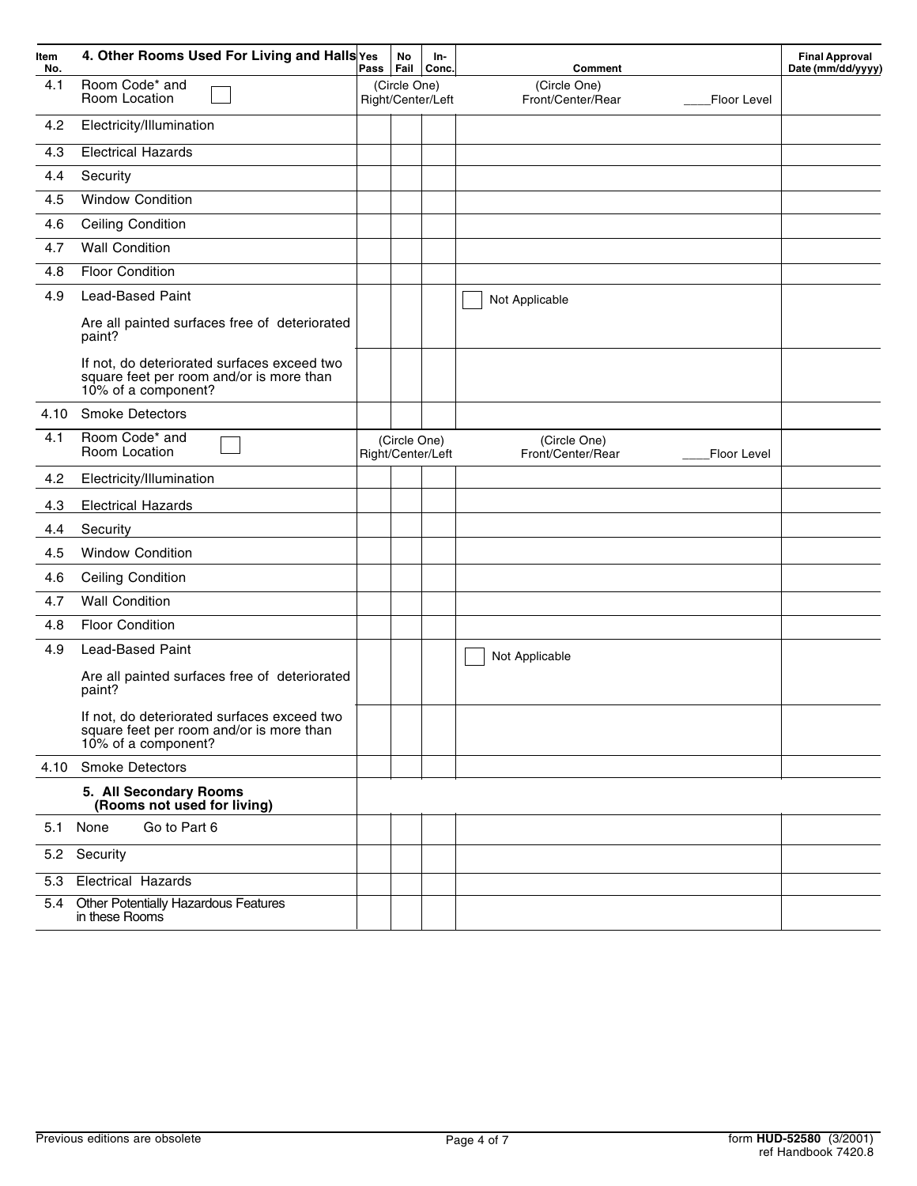| Item No. | 4. Other Rooms Used For Living and Halls | Yes Pass | No Fail | In-Conc. | Comment | Final Approval Date (mm/dd/yyyy) |
|---|---|---|---|---|---|---|
| 4.1 | Room Code* and Room Location ☐ | (Circle One) Right/Center/Left | | | (Circle One) Front/Center/Rear ____Floor Level | |
| 4.2 | Electricity/Illumination | | | | | |
| 4.3 | Electrical Hazards | | | | | |
| 4.4 | Security | | | | | |
| 4.5 | Window Condition | | | | | |
| 4.6 | Ceiling Condition | | | | | |
| 4.7 | Wall Condition | | | | | |
| 4.8 | Floor Condition | | | | | |
| 4.9 | Lead-Based Paint<br>Are all painted surfaces free of deteriorated paint? | | | | ☐ Not Applicable | |
| | If not, do deteriorated surfaces exceed two square feet per room and/or is more than 10% of a component? | | | | | |
| 4.10 | Smoke Detectors | | | | | |
| 4.1 | Room Code* and Room Location ☐ | (Circle One) Right/Center/Left | | | (Circle One) Front/Center/Rear ____Floor Level | |
| 4.2 | Electricity/Illumination | | | | | |
| 4.3 | Electrical Hazards | | | | | |
| 4.4 | Security | | | | | |
| 4.5 | Window Condition | | | | | |
| 4.6 | Ceiling Condition | | | | | |
| 4.7 | Wall Condition | | | | | |
| 4.8 | Floor Condition | | | | | |
| 4.9 | Lead-Based Paint<br>Are all painted surfaces free of deteriorated paint? | | | | ☐ Not Applicable | |
| | If not, do deteriorated surfaces exceed two square feet per room and/or is more than 10% of a component? | | | | | |
| 4.10 | Smoke Detectors | | | | | |
| | **5. All Secondary Rooms (Rooms not used for living)** | | | | | |
| 5.1 | None Go to Part 6 | | | | | |
| 5.2 | Security | | | | | |
| 5.3 | Electrical Hazards | | | | | |
| 5.4 | Other Potentially Hazardous Features in these Rooms | | | | | |

Previous editions are obsolete

form **HUD-52580** (3/2001) ref Handbook 7420.8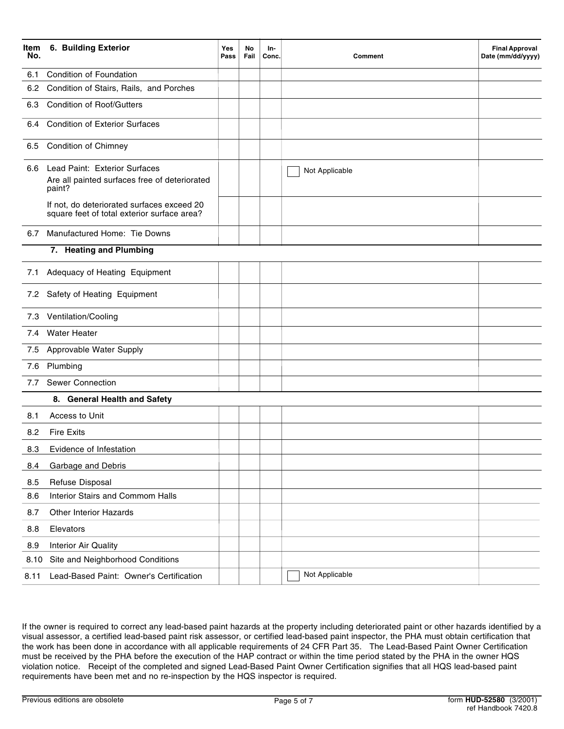| Item No. | 6. Building Exterior | Yes Pass | No Fail | In-Conc. | Comment | Final Approval Date (mm/dd/yyyy) |
|---|---|---|---|---|---|---|
| 6.1 | Condition of Foundation | | | | | |
| 6.2 | Condition of Stairs, Rails, and Porches | | | | | |
| 6.3 | Condition of Roof/Gutters | | | | | |
| 6.4 | Condition of Exterior Surfaces | | | | | |
| 6.5 | Condition of Chimney | | | | | |
| 6.6 | Lead Paint: Exterior Surfaces<br>Are all painted surfaces free of deteriorated paint? | | | | ☐ Not Applicable | |
| | If not, do deteriorated surfaces exceed 20 square feet of total exterior surface area? | | | | | |
| 6.7 | Manufactured Home: Tie Downs | | | | | |
| | **7. Heating and Plumbing** | | | | | |
| 7.1 | Adequacy of Heating Equipment | | | | | |
| 7.2 | Safety of Heating Equipment | | | | | |
| 7.3 | Ventilation/Cooling | | | | | |
| 7.4 | Water Heater | | | | | |
| 7.5 | Approvable Water Supply | | | | | |
| 7.6 | Plumbing | | | | | |
| 7.7 | Sewer Connection | | | | | |
| | **8. General Health and Safety** | | | | | |
| 8.1 | Access to Unit | | | | | |
| 8.2 | Fire Exits | | | | | |
| 8.3 | Evidence of Infestation | | | | | |
| 8.4 | Garbage and Debris | | | | | |
| 8.5 | Refuse Disposal | | | | | |
| 8.6 | Interior Stairs and Commom Halls | | | | | |
| 8.7 | Other Interior Hazards | | | | | |
| 8.8 | Elevators | | | | | |
| 8.9 | Interior Air Quality | | | | | |
| 8.10 | Site and Neighborhood Conditions | | | | | |
| 8.11 | Lead-Based Paint: Owner's Certification | | | | ☐ Not Applicable | |

If the owner is required to correct any lead-based paint hazards at the property including deteriorated paint or other hazards identified by a visual assessor, a certified lead-based paint risk assessor, or certified lead-based paint inspector, the PHA must obtain certification that the work has been done in accordance with all applicable requirements of 24 CFR Part 35. The Lead-Based Paint Owner Certification must be received by the PHA before the execution of the HAP contract or within the time period stated by the PHA in the owner HQS violation notice. Receipt of the completed and signed Lead-Based Paint Owner Certification signifies that all HQS lead-based paint requirements have been met and no re-inspection by the HQS inspector is required.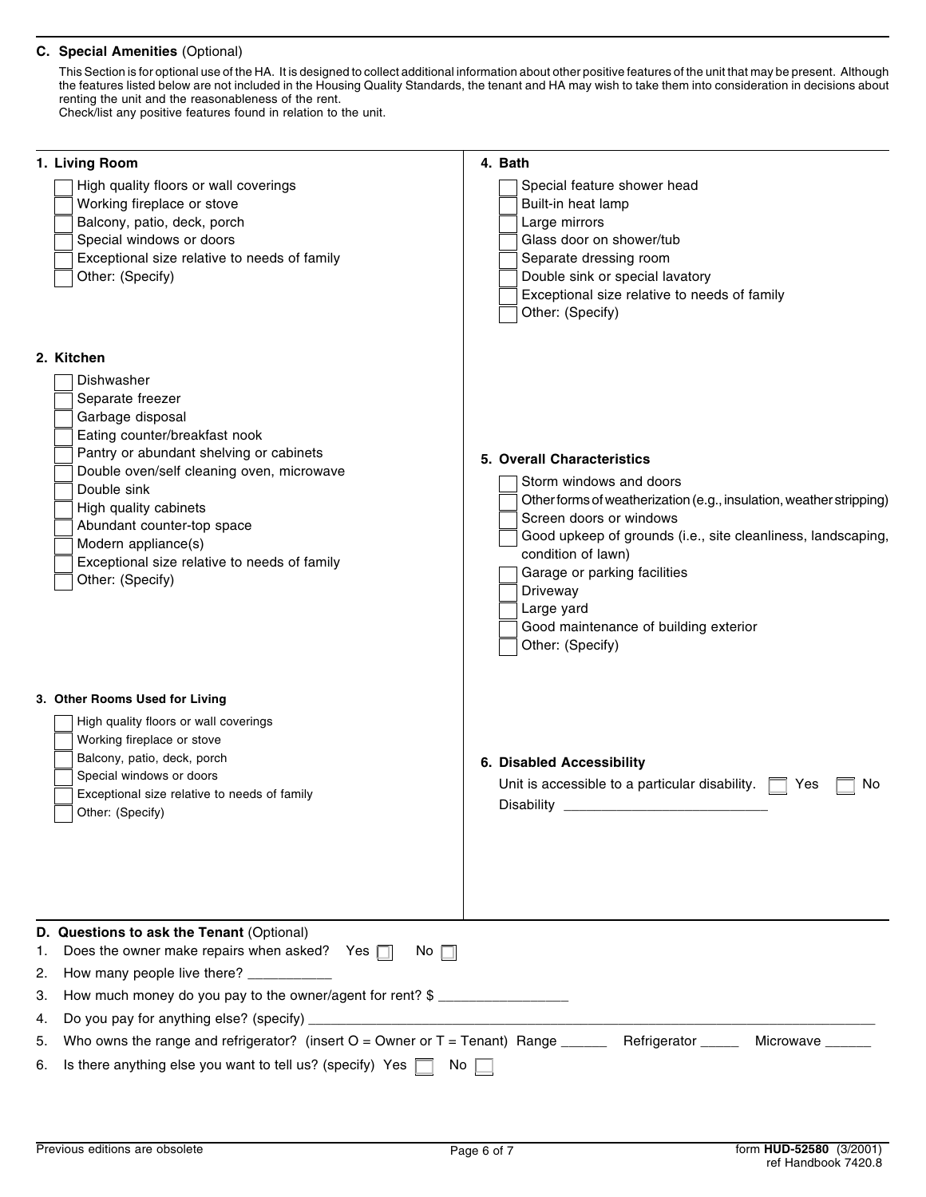## C. Special Amenities (Optional)

This Section is for optional use of the HA. It is designed to collect additional information about other positive features of the unit that may be present. Although the features listed below are not included in the Housing Quality Standards, the tenant and HA may wish to take them into consideration in decisions about renting the unit and the reasonableness of the rent.
Check/list any positive features found in relation to the unit.

### 1. Living Room

- ☐ High quality floors or wall coverings
- ☐ Working fireplace or stove
- ☐ Balcony, patio, deck, porch
- ☐ Special windows or doors
- ☐ Exceptional size relative to needs of family
- ☐ Other: (Specify)

### 2. Kitchen

- ☐ Dishwasher
- ☐ Separate freezer
- ☐ Garbage disposal
- ☐ Eating counter/breakfast nook
- ☐ Pantry or abundant shelving or cabinets
- ☐ Double oven/self cleaning oven, microwave
- ☐ Double sink
- ☐ High quality cabinets
- ☐ Abundant counter-top space
- ☐ Modern appliance(s)
- ☐ Exceptional size relative to needs of family
- ☐ Other: (Specify)

### 3. Other Rooms Used for Living

- ☐ High quality floors or wall coverings
- ☐ Working fireplace or stove
- ☐ Balcony, patio, deck, porch
- ☐ Special windows or doors
- ☐ Exceptional size relative to needs of family
- ☐ Other: (Specify)

### 4. Bath

- ☐ Special feature shower head
- ☐ Built-in heat lamp
- ☐ Large mirrors
- ☐ Glass door on shower/tub
- ☐ Separate dressing room
- ☐ Double sink or special lavatory
- ☐ Exceptional size relative to needs of family
- ☐ Other: (Specify)

### 5. Overall Characteristics

- ☐ Storm windows and doors
- ☐ Other forms of weatherization (e.g., insulation, weather stripping)
- ☐ Screen doors or windows
- ☐ Good upkeep of grounds (i.e., site cleanliness, landscaping, condition of lawn)
- ☐ Garage or parking facilities
- ☐ Driveway
- ☐ Large yard
- ☐ Good maintenance of building exterior
- ☐ Other: (Specify)

### 6. Disabled Accessibility

Unit is accessible to a particular disability. ☐ Yes ☐ No

Disability ___________________________

## D. Questions to ask the Tenant (Optional)

1. Does the owner make repairs when asked? Yes ☐ No ☐
2. How many people live there? ___________
3. How much money do you pay to the owner/agent for rent? $ ________________
4. Do you pay for anything else? (specify) ____________________________________________
5. Who owns the range and refrigerator? (insert O = Owner or T = Tenant) Range ______ Refrigerator _____ Microwave ______
6. Is there anything else you want to tell us? (specify) Yes ☐ No ☐

Previous editions are obsolete

form **HUD-52580** (3/2001)
ref Handbook 7420.8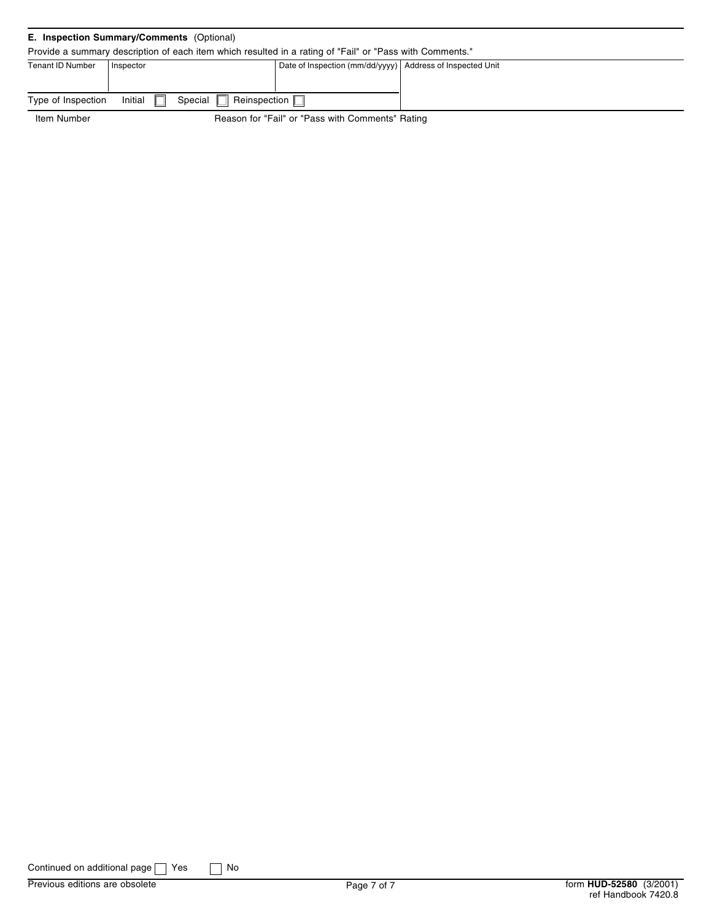**E. Inspection Summary/Comments** (Optional)

Provide a summary description of each item which resulted in a rating of "Fail" or "Pass with Comments."

| Tenant ID Number | Inspector | Date of Inspection (mm/dd/yyyy) | Address of Inspected Unit |
|---|---|---|---|
| | | | |
| Type of Inspection | Initial ☐ Special ☐ Reinspection ☐ | | |

| Item Number | Reason for "Fail" or "Pass with Comments" Rating |
|---|---|
| | |

Continued on additional page ☐ Yes ☐ No

Previous editions are obsolete

form **HUD-52580** (3/2001)
ref Handbook 7420.8